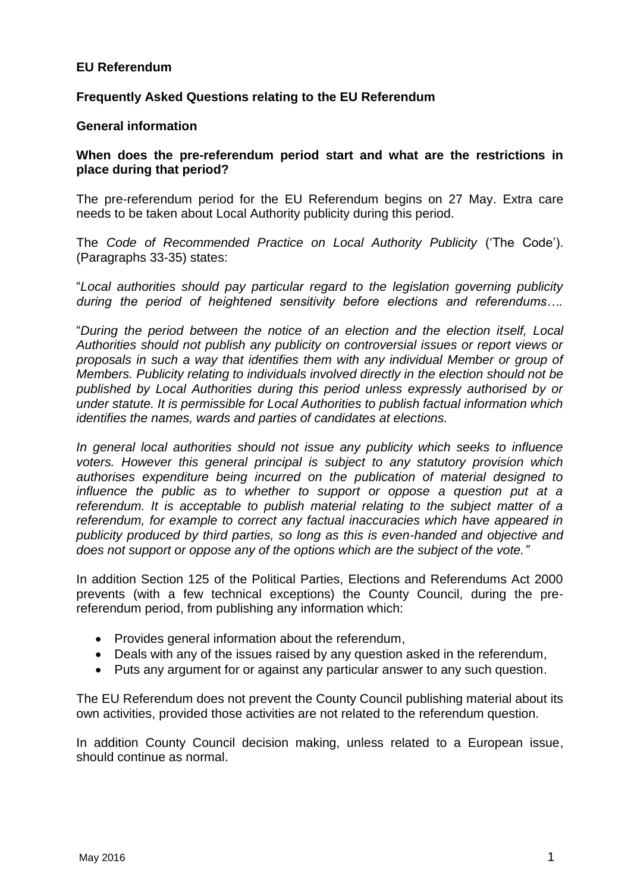**EU Referendum**

**Frequently Asked Questions relating to the EU Referendum**

**General information**

**When does the pre-referendum period start and what are the restrictions in place during that period?**

The pre-referendum period for the EU Referendum begins on 27 May. Extra care needs to be taken about Local Authority publicity during this period.

The *Code of Recommended Practice on Local Authority Publicity* ('The Code'). (Paragraphs 33-35) states:

"*Local authorities should pay particular regard to the legislation governing publicity during the period of heightened sensitivity before elections and referendums….*

"*During the period between the notice of an election and the election itself, Local Authorities should not publish any publicity on controversial issues or report views or proposals in such a way that identifies them with any individual Member or group of Members. Publicity relating to individuals involved directly in the election should not be published by Local Authorities during this period unless expressly authorised by or under statute. It is permissible for Local Authorities to publish factual information which identifies the names, wards and parties of candidates at elections.*

*In general local authorities should not issue any publicity which seeks to influence voters. However this general principal is subject to any statutory provision which authorises expenditure being incurred on the publication of material designed to influence the public as to whether to support or oppose a question put at a referendum. It is acceptable to publish material relating to the subject matter of a referendum, for example to correct any factual inaccuracies which have appeared in publicity produced by third parties, so long as this is even-handed and objective and does not support or oppose any of the options which are the subject of the vote."*

In addition Section 125 of the Political Parties, Elections and Referendums Act 2000 prevents (with a few technical exceptions) the County Council, during the pre-referendum period, from publishing any information which:

- Provides general information about the referendum,
- Deals with any of the issues raised by any question asked in the referendum,
- Puts any argument for or against any particular answer to any such question.

The EU Referendum does not prevent the County Council publishing material about its own activities, provided those activities are not related to the referendum question.

In addition County Council decision making, unless related to a European issue, should continue as normal.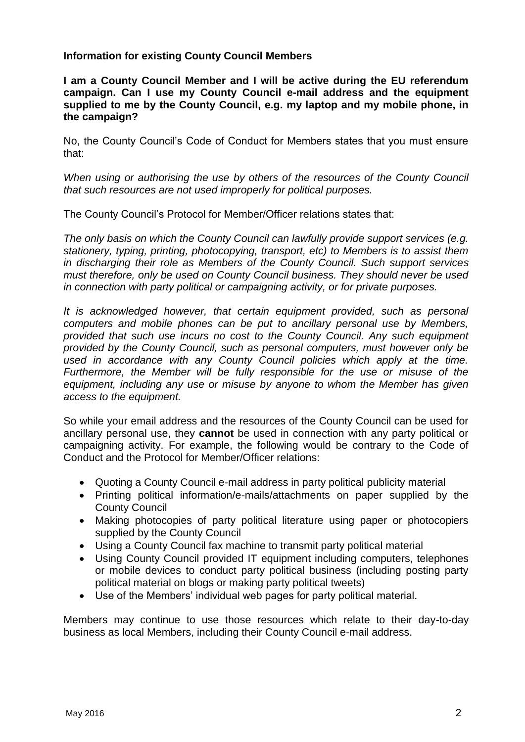**Information for existing County Council Members**

**I am a County Council Member and I will be active during the EU referendum campaign. Can I use my County Council e-mail address and the equipment supplied to me by the County Council, e.g. my laptop and my mobile phone, in the campaign?**

No, the County Council's Code of Conduct for Members states that you must ensure that:

*When using or authorising the use by others of the resources of the County Council that such resources are not used improperly for political purposes.*

The County Council's Protocol for Member/Officer relations states that:

*The only basis on which the County Council can lawfully provide support services (e.g. stationery, typing, printing, photocopying, transport, etc) to Members is to assist them in discharging their role as Members of the County Council. Such support services must therefore, only be used on County Council business. They should never be used in connection with party political or campaigning activity, or for private purposes.*

*It is acknowledged however, that certain equipment provided, such as personal computers and mobile phones can be put to ancillary personal use by Members, provided that such use incurs no cost to the County Council. Any such equipment provided by the County Council, such as personal computers, must however only be used in accordance with any County Council policies which apply at the time. Furthermore, the Member will be fully responsible for the use or misuse of the equipment, including any use or misuse by anyone to whom the Member has given access to the equipment.*

So while your email address and the resources of the County Council can be used for ancillary personal use, they **cannot** be used in connection with any party political or campaigning activity. For example, the following would be contrary to the Code of Conduct and the Protocol for Member/Officer relations:

- Quoting a County Council e-mail address in party political publicity material
- Printing political information/e-mails/attachments on paper supplied by the County Council
- Making photocopies of party political literature using paper or photocopiers supplied by the County Council
- Using a County Council fax machine to transmit party political material
- Using County Council provided IT equipment including computers, telephones or mobile devices to conduct party political business (including posting party political material on blogs or making party political tweets)
- Use of the Members' individual web pages for party political material.

Members may continue to use those resources which relate to their day-to-day business as local Members, including their County Council e-mail address.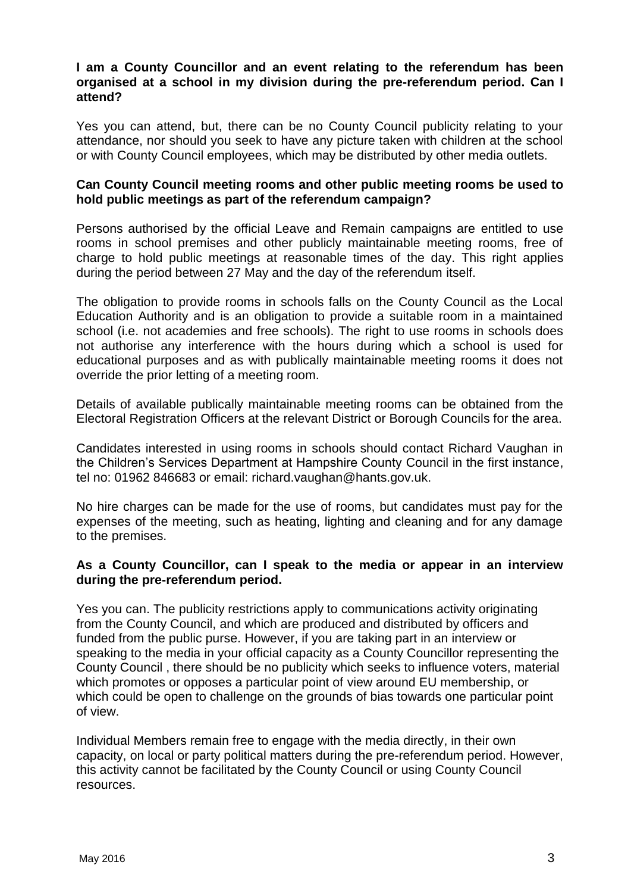**I am a County Councillor and an event relating to the referendum has been organised at a school in my division during the pre-referendum period. Can I attend?**

Yes you can attend, but, there can be no County Council publicity relating to your attendance, nor should you seek to have any picture taken with children at the school or with County Council employees, which may be distributed by other media outlets.

**Can County Council meeting rooms and other public meeting rooms be used to hold public meetings as part of the referendum campaign?**

Persons authorised by the official Leave and Remain campaigns are entitled to use rooms in school premises and other publicly maintainable meeting rooms, free of charge to hold public meetings at reasonable times of the day. This right applies during the period between 27 May and the day of the referendum itself.

The obligation to provide rooms in schools falls on the County Council as the Local Education Authority and is an obligation to provide a suitable room in a maintained school (i.e. not academies and free schools). The right to use rooms in schools does not authorise any interference with the hours during which a school is used for educational purposes and as with publically maintainable meeting rooms it does not override the prior letting of a meeting room.

Details of available publically maintainable meeting rooms can be obtained from the Electoral Registration Officers at the relevant District or Borough Councils for the area.

Candidates interested in using rooms in schools should contact Richard Vaughan in the Children's Services Department at Hampshire County Council in the first instance, tel no: 01962 846683 or email: richard.vaughan@hants.gov.uk.

No hire charges can be made for the use of rooms, but candidates must pay for the expenses of the meeting, such as heating, lighting and cleaning and for any damage to the premises.

**As a County Councillor, can I speak to the media or appear in an interview during the pre-referendum period.**

Yes you can. The publicity restrictions apply to communications activity originating from the County Council, and which are produced and distributed by officers and funded from the public purse. However, if you are taking part in an interview or speaking to the media in your official capacity as a County Councillor representing the County Council , there should be no publicity which seeks to influence voters, material which promotes or opposes a particular point of view around EU membership, or which could be open to challenge on the grounds of bias towards one particular point of view.

Individual Members remain free to engage with the media directly, in their own capacity, on local or party political matters during the pre-referendum period. However, this activity cannot be facilitated by the County Council or using County Council resources.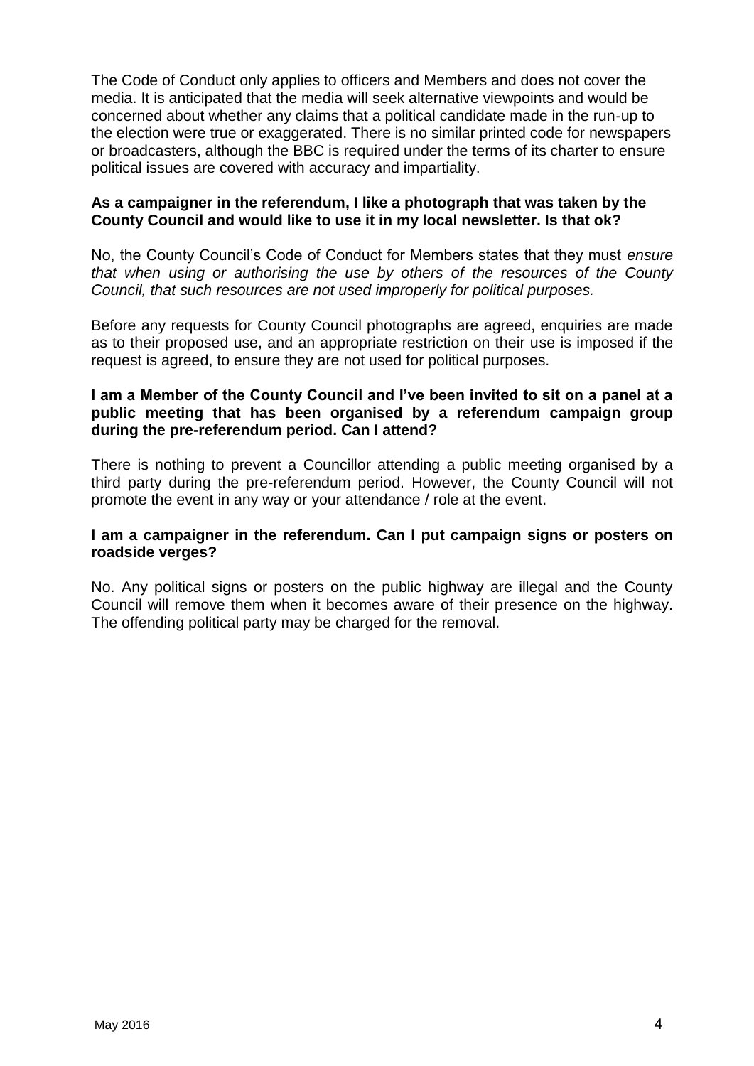The Code of Conduct only applies to officers and Members and does not cover the media. It is anticipated that the media will seek alternative viewpoints and would be concerned about whether any claims that a political candidate made in the run-up to the election were true or exaggerated. There is no similar printed code for newspapers or broadcasters, although the BBC is required under the terms of its charter to ensure political issues are covered with accuracy and impartiality.

**As a campaigner in the referendum, I like a photograph that was taken by the County Council and would like to use it in my local newsletter. Is that ok?**

No, the County Council's Code of Conduct for Members states that they must *ensure that when using or authorising the use by others of the resources of the County Council, that such resources are not used improperly for political purposes.*

Before any requests for County Council photographs are agreed, enquiries are made as to their proposed use, and an appropriate restriction on their use is imposed if the request is agreed, to ensure they are not used for political purposes.

**I am a Member of the County Council and I've been invited to sit on a panel at a public meeting that has been organised by a referendum campaign group during the pre-referendum period. Can I attend?**

There is nothing to prevent a Councillor attending a public meeting organised by a third party during the pre-referendum period. However, the County Council will not promote the event in any way or your attendance / role at the event.

**I am a campaigner in the referendum. Can I put campaign signs or posters on roadside verges?**

No. Any political signs or posters on the public highway are illegal and the County Council will remove them when it becomes aware of their presence on the highway. The offending political party may be charged for the removal.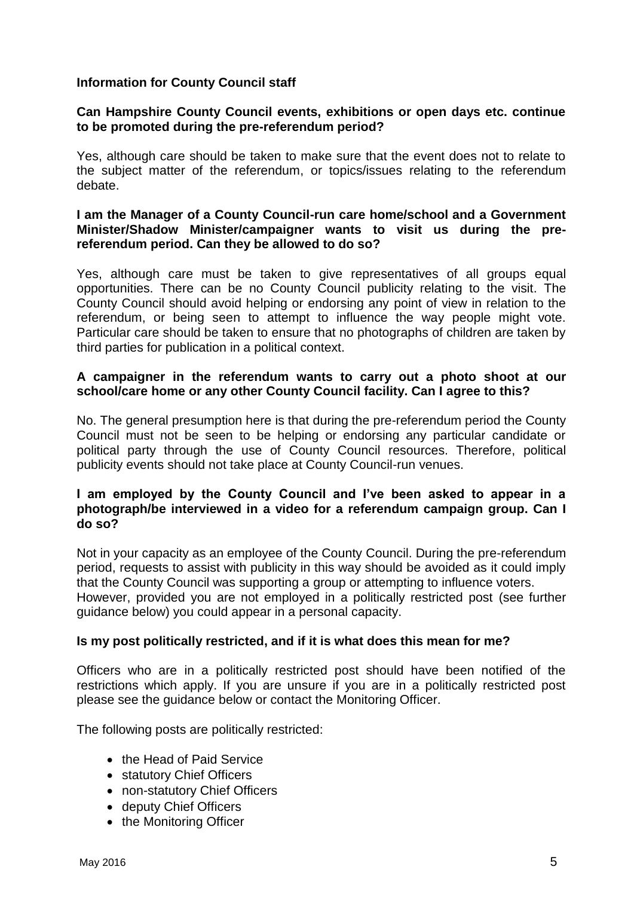**Information for County Council staff**

**Can Hampshire County Council events, exhibitions or open days etc. continue to be promoted during the pre-referendum period?**

Yes, although care should be taken to make sure that the event does not to relate to the subject matter of the referendum, or topics/issues relating to the referendum debate.

**I am the Manager of a County Council-run care home/school and a Government Minister/Shadow Minister/campaigner wants to visit us during the pre-referendum period. Can they be allowed to do so?**

Yes, although care must be taken to give representatives of all groups equal opportunities. There can be no County Council publicity relating to the visit. The County Council should avoid helping or endorsing any point of view in relation to the referendum, or being seen to attempt to influence the way people might vote. Particular care should be taken to ensure that no photographs of children are taken by third parties for publication in a political context.

**A campaigner in the referendum wants to carry out a photo shoot at our school/care home or any other County Council facility. Can I agree to this?**

No. The general presumption here is that during the pre-referendum period the County Council must not be seen to be helping or endorsing any particular candidate or political party through the use of County Council resources. Therefore, political publicity events should not take place at County Council-run venues.

**I am employed by the County Council and I've been asked to appear in a photograph/be interviewed in a video for a referendum campaign group. Can I do so?**

Not in your capacity as an employee of the County Council. During the pre-referendum period, requests to assist with publicity in this way should be avoided as it could imply that the County Council was supporting a group or attempting to influence voters.
However, provided you are not employed in a politically restricted post (see further guidance below) you could appear in a personal capacity.

**Is my post politically restricted, and if it is what does this mean for me?**

Officers who are in a politically restricted post should have been notified of the restrictions which apply. If you are unsure if you are in a politically restricted post please see the guidance below or contact the Monitoring Officer.

The following posts are politically restricted:

- the Head of Paid Service
- statutory Chief Officers
- non-statutory Chief Officers
- deputy Chief Officers
- the Monitoring Officer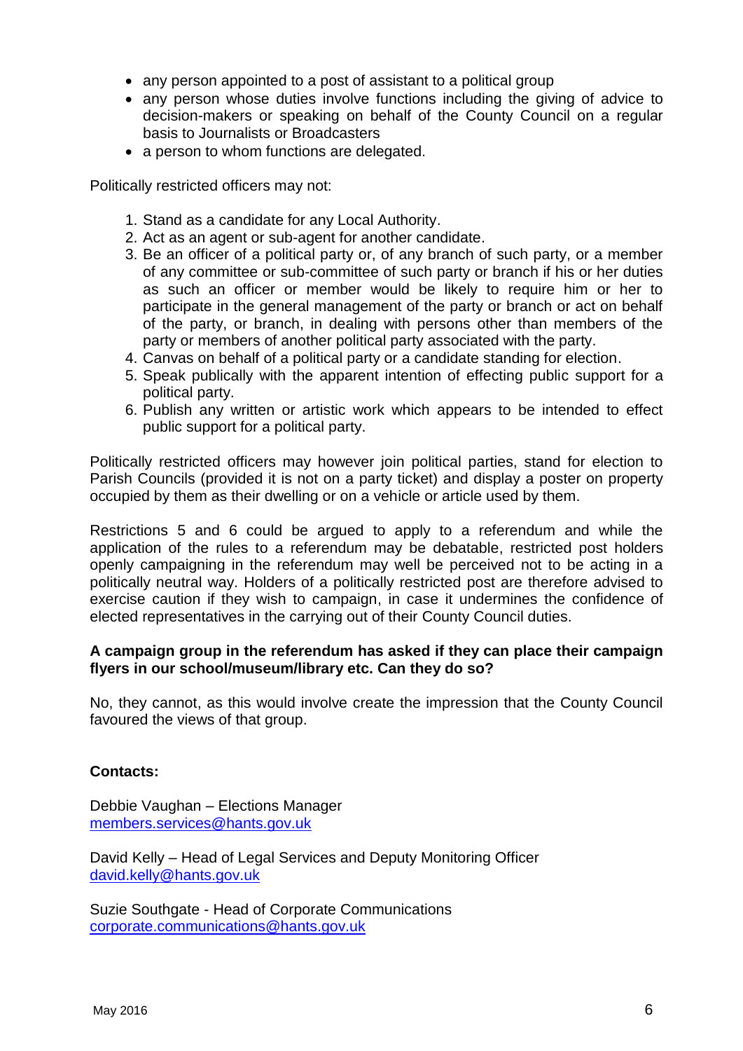- any person appointed to a post of assistant to a political group
- any person whose duties involve functions including the giving of advice to decision-makers or speaking on behalf of the County Council on a regular basis to Journalists or Broadcasters
- a person to whom functions are delegated.

Politically restricted officers may not:

1. Stand as a candidate for any Local Authority.
2. Act as an agent or sub-agent for another candidate.
3. Be an officer of a political party or, of any branch of such party, or a member of any committee or sub-committee of such party or branch if his or her duties as such an officer or member would be likely to require him or her to participate in the general management of the party or branch or act on behalf of the party, or branch, in dealing with persons other than members of the party or members of another political party associated with the party.
4. Canvas on behalf of a political party or a candidate standing for election.
5. Speak publically with the apparent intention of effecting public support for a political party.
6. Publish any written or artistic work which appears to be intended to effect public support for a political party.

Politically restricted officers may however join political parties, stand for election to Parish Councils (provided it is not on a party ticket) and display a poster on property occupied by them as their dwelling or on a vehicle or article used by them.

Restrictions 5 and 6 could be argued to apply to a referendum and while the application of the rules to a referendum may be debatable, restricted post holders openly campaigning in the referendum may well be perceived not to be acting in a politically neutral way. Holders of a politically restricted post are therefore advised to exercise caution if they wish to campaign, in case it undermines the confidence of elected representatives in the carrying out of their County Council duties.

**A campaign group in the referendum has asked if they can place their campaign flyers in our school/museum/library etc. Can they do so?**

No, they cannot, as this would involve create the impression that the County Council favoured the views of that group.

**Contacts:**

Debbie Vaughan – Elections Manager
members.services@hants.gov.uk

David Kelly – Head of Legal Services and Deputy Monitoring Officer
david.kelly@hants.gov.uk

Suzie Southgate - Head of Corporate Communications
corporate.communications@hants.gov.uk